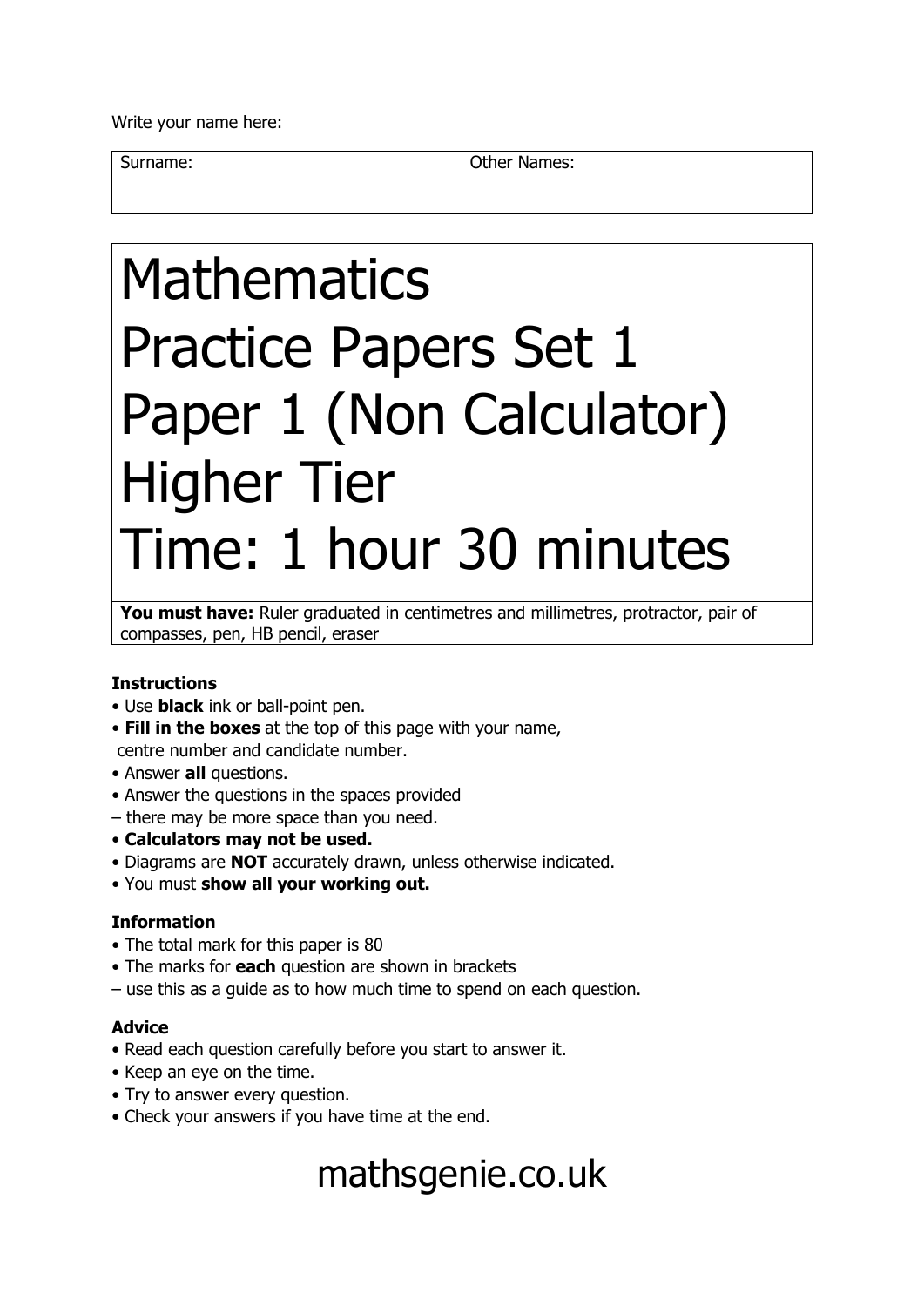Write your name here:

| Surname: | Other Names: |
|---|---|
| | |

# Mathematics
# Practice Papers Set 1
# Paper 1 (Non Calculator)
# Higher Tier
# Time: 1 hour 30 minutes

**You must have:** Ruler graduated in centimetres and millimetres, protractor, pair of compasses, pen, HB pencil, eraser

**Instructions**

- Use **black** ink or ball-point pen.
- **Fill in the boxes** at the top of this page with your name, centre number and candidate number.
- Answer **all** questions.
- Answer the questions in the spaces provided
– there may be more space than you need.
- **Calculators may not be used.**
- Diagrams are **NOT** accurately drawn, unless otherwise indicated.
- You must **show all your working out.**

**Information**

- The total mark for this paper is 80
- The marks for **each** question are shown in brackets
– use this as a guide as to how much time to spend on each question.

**Advice**

- Read each question carefully before you start to answer it.
- Keep an eye on the time.
- Try to answer every question.
- Check your answers if you have time at the end.

mathsgenie.co.uk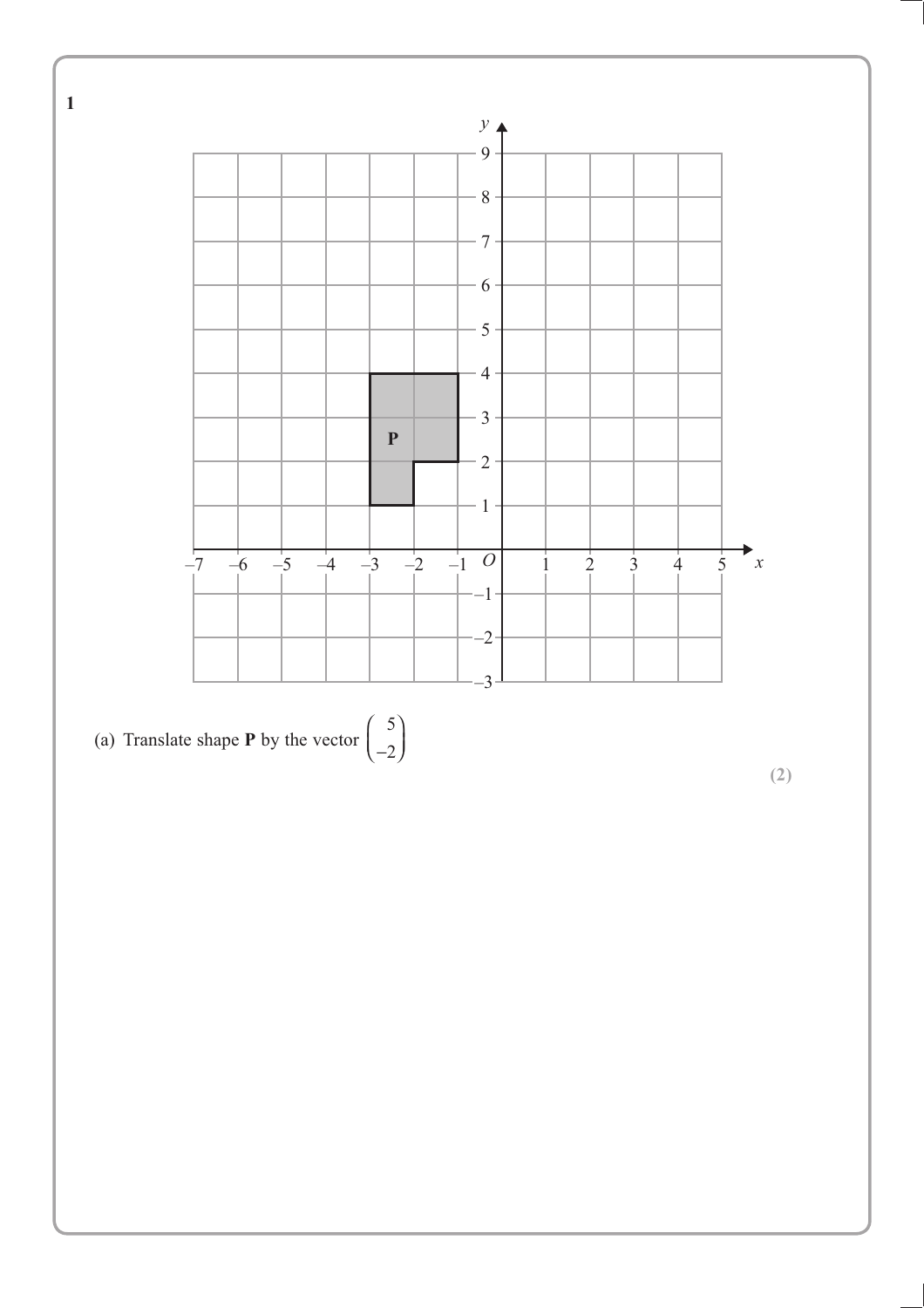**1**

(a) Translate shape **P** by the vector $\begin{pmatrix} 5 \\ -2 \end{pmatrix}$

**(2)**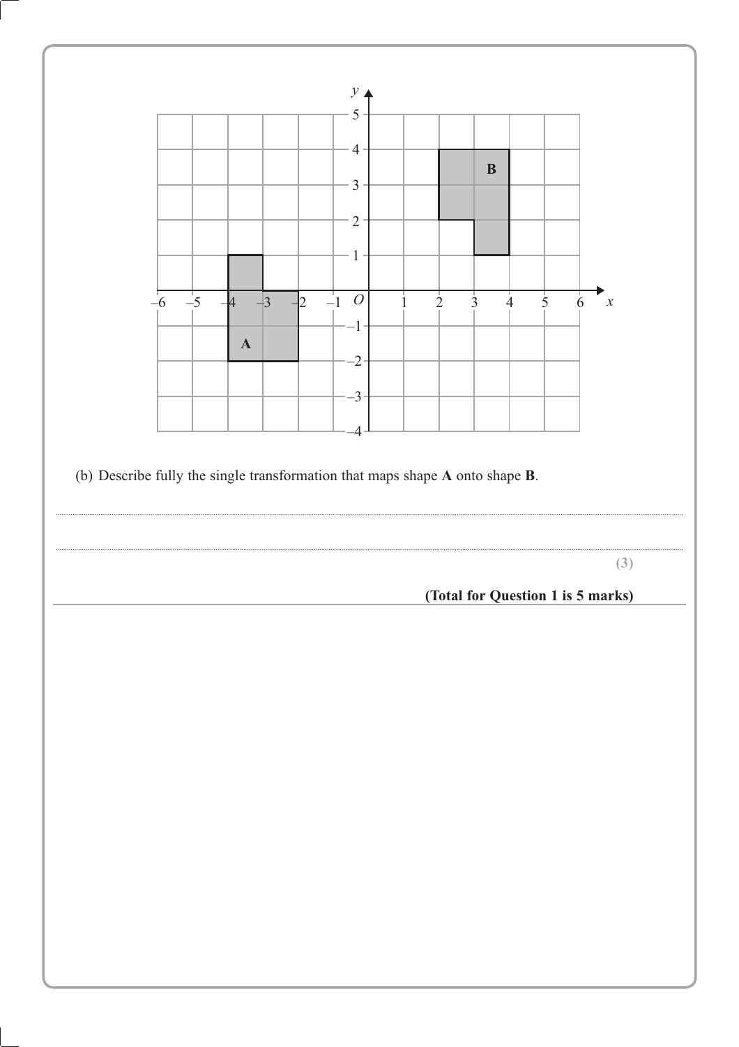(b) Describe fully the single transformation that maps shape **A** onto shape **B**.

..............................................................................................................................................

..............................................................................................................................................

**(3)**

**(Total for Question 1 is 5 marks)**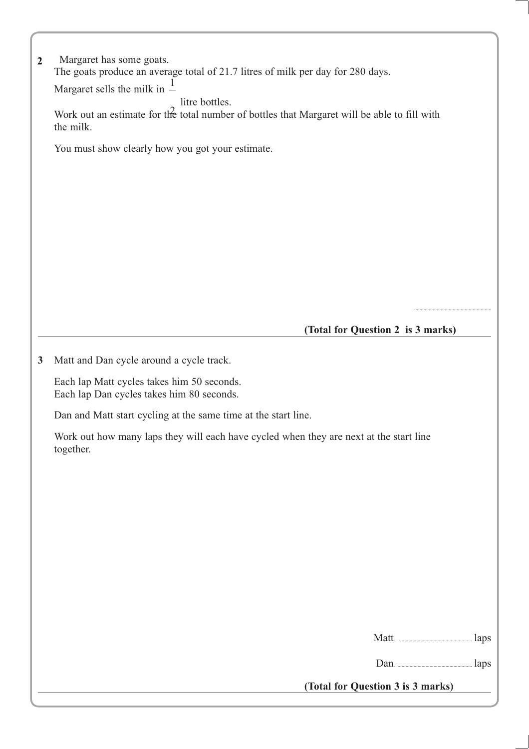**2** Margaret has some goats.

The goats produce an average total of 21.7 litres of milk per day for 280 days.

Margaret sells the milk in $\frac{1}{2}$ litre bottles.

Work out an estimate for the total number of bottles that Margaret will be able to fill with the milk.

You must show clearly how you got your estimate.

..........................................

**(Total for Question 2 is 3 marks)**

---

**3** Matt and Dan cycle around a cycle track.

Each lap Matt cycles takes him 50 seconds.
Each lap Dan cycles takes him 80 seconds.

Dan and Matt start cycling at the same time at the start line.

Work out how many laps they will each have cycled when they are next at the start line together.

Matt .......................................... laps

Dan .......................................... laps

**(Total for Question 3 is 3 marks)**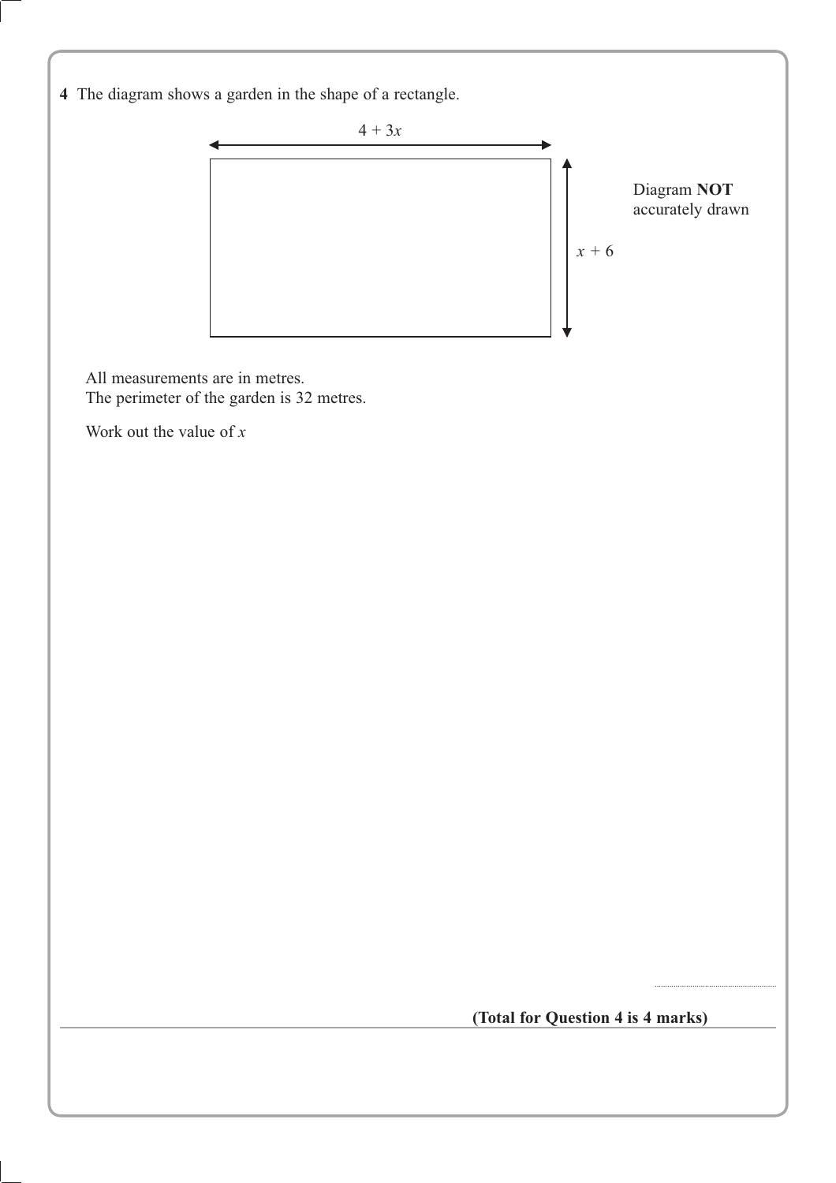**4** The diagram shows a garden in the shape of a rectangle.

$4 + 3x$

$x + 6$

Diagram **NOT** accurately drawn

All measurements are in metres.
The perimeter of the garden is 32 metres.

Work out the value of $x$

..............................

**(Total for Question 4 is 4 marks)**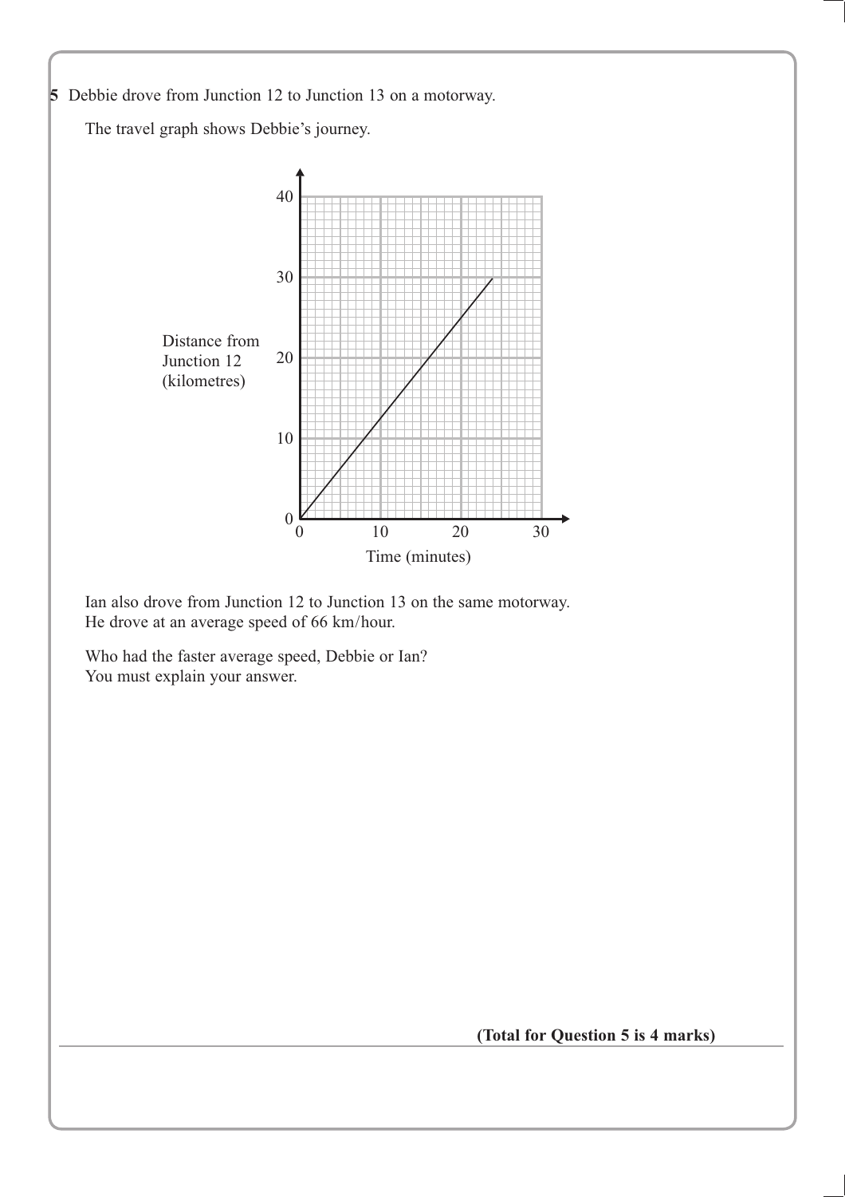**5** Debbie drove from Junction 12 to Junction 13 on a motorway.

The travel graph shows Debbie's journey.

Ian also drove from Junction 12 to Junction 13 on the same motorway.
He drove at an average speed of 66 km/hour.

Who had the faster average speed, Debbie or Ian?
You must explain your answer.

**(Total for Question 5 is 4 marks)**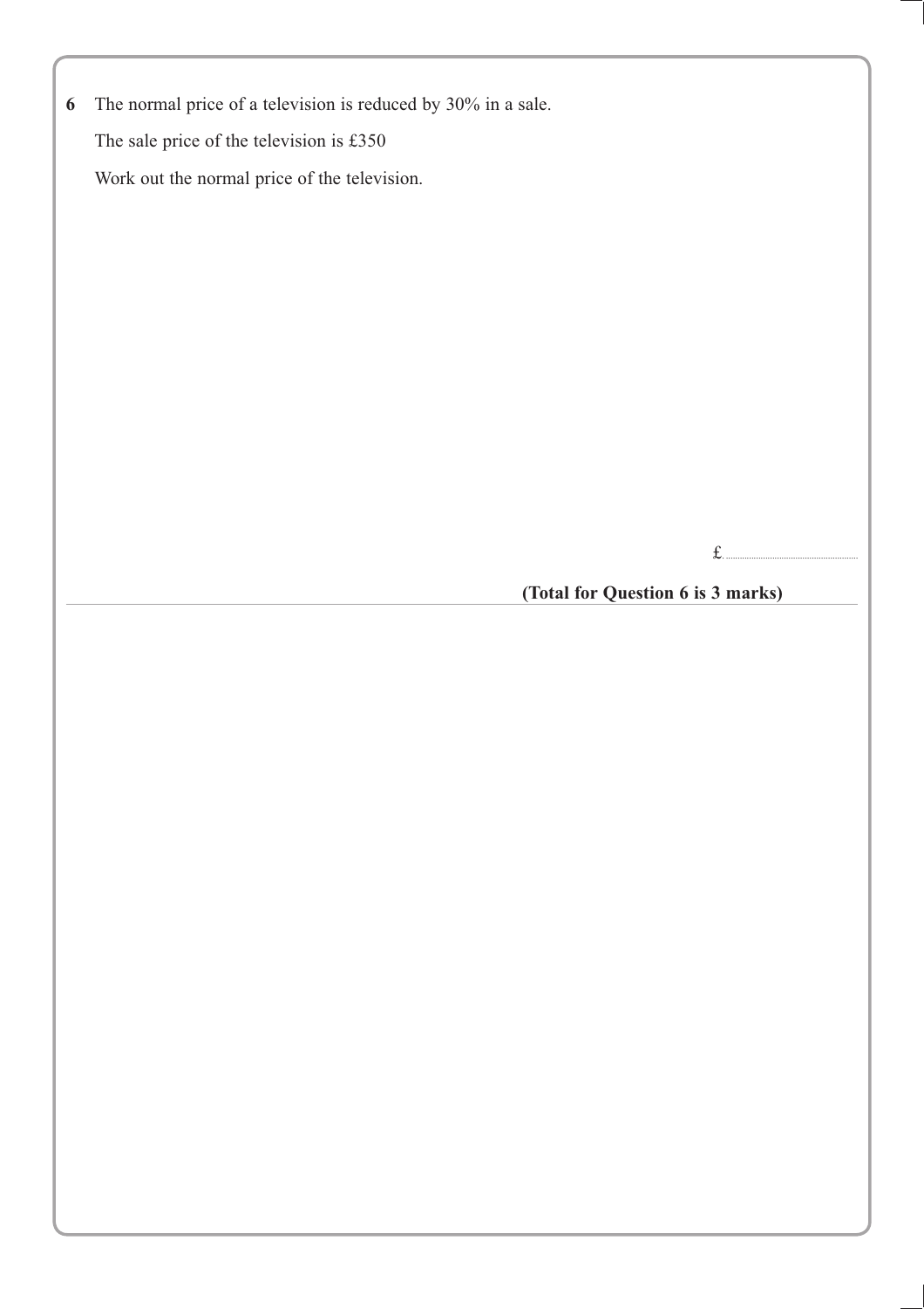**6** The normal price of a television is reduced by 30% in a sale.

The sale price of the television is £350

Work out the normal price of the television.

£.......................................

**(Total for Question 6 is 3 marks)**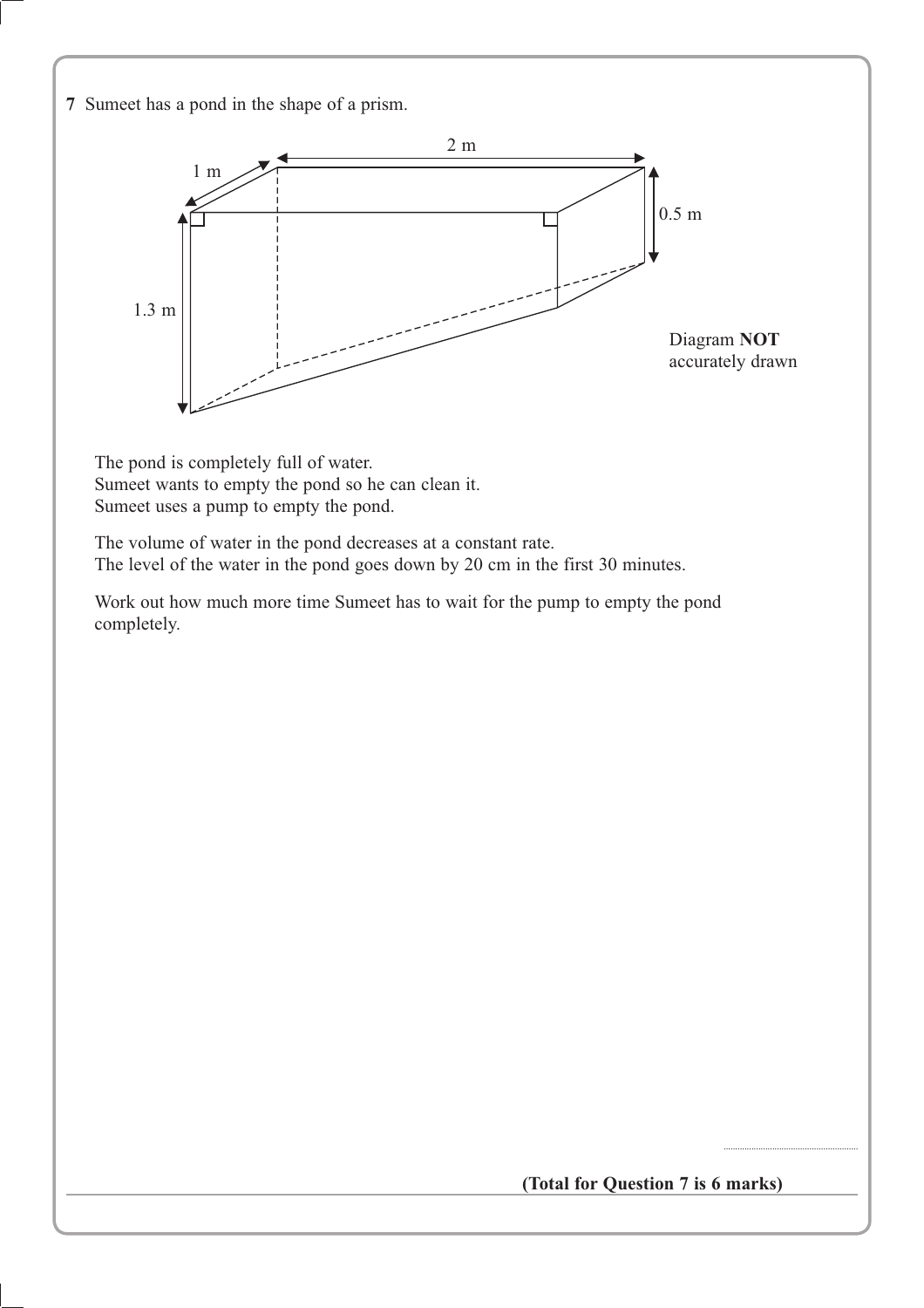**7** Sumeet has a pond in the shape of a prism.

1 m

2 m

0.5 m

1.3 m

Diagram **NOT** accurately drawn

The pond is completely full of water.
Sumeet wants to empty the pond so he can clean it.
Sumeet uses a pump to empty the pond.

The volume of water in the pond decreases at a constant rate.
The level of the water in the pond goes down by 20 cm in the first 30 minutes.

Work out how much more time Sumeet has to wait for the pump to empty the pond completely.

..............................................

**(Total for Question 7 is 6 marks)**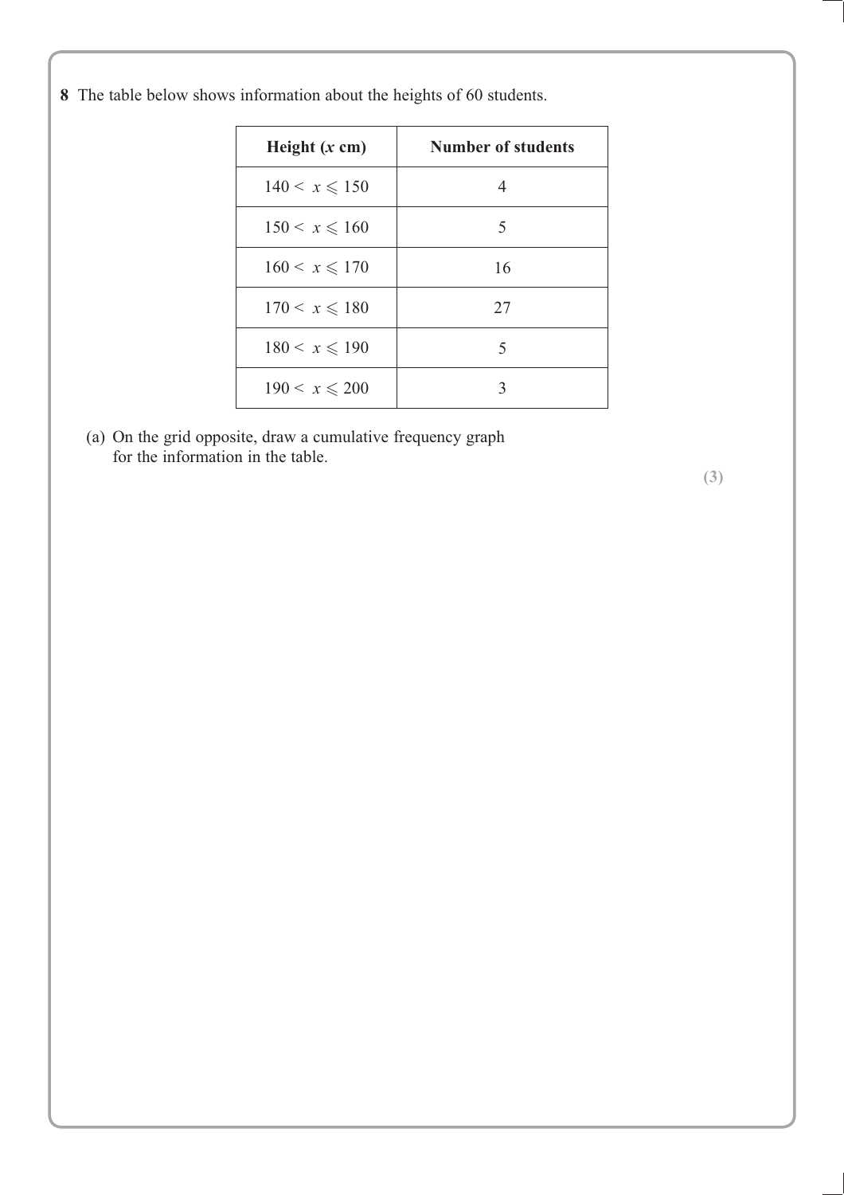**8** The table below shows information about the heights of 60 students.

| Height ($x$ cm) | Number of students |
| --- | --- |
| $140 < x \leqslant 150$ | 4 |
| $150 < x \leqslant 160$ | 5 |
| $160 < x \leqslant 170$ | 16 |
| $170 < x \leqslant 180$ | 27 |
| $180 < x \leqslant 190$ | 5 |
| $190 < x \leqslant 200$ | 3 |

(a) On the grid opposite, draw a cumulative frequency graph for the information in the table.

**(3)**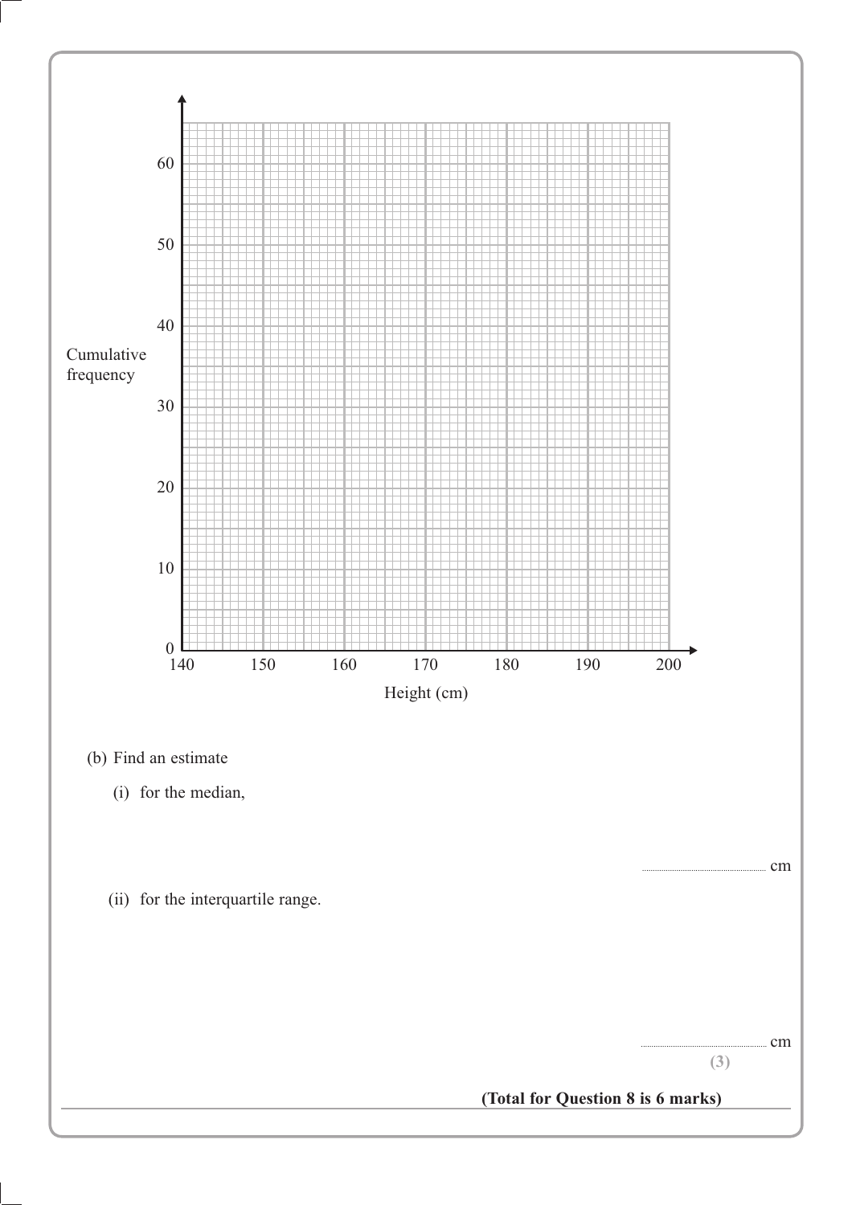(b) Find an estimate

(i) for the median,

........................................ cm

(ii) for the interquartile range.

........................................ cm

**(3)**

**(Total for Question 8 is 6 marks)**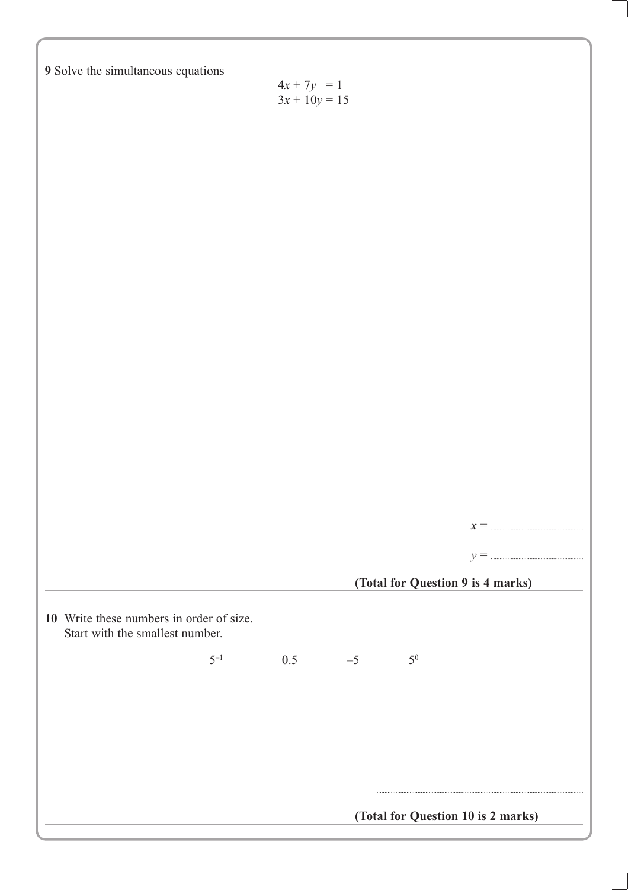**9** Solve the simultaneous equations

$$4x + 7y = 1$$
$$3x + 10y = 15$$

$x =$ ..............................

$y =$ ..............................

**(Total for Question 9 is 4 marks)**

---

**10** Write these numbers in order of size.
Start with the smallest number.

$$5^{-1} \qquad 0.5 \qquad -5 \qquad 5^{0}$$

..............................

**(Total for Question 10 is 2 marks)**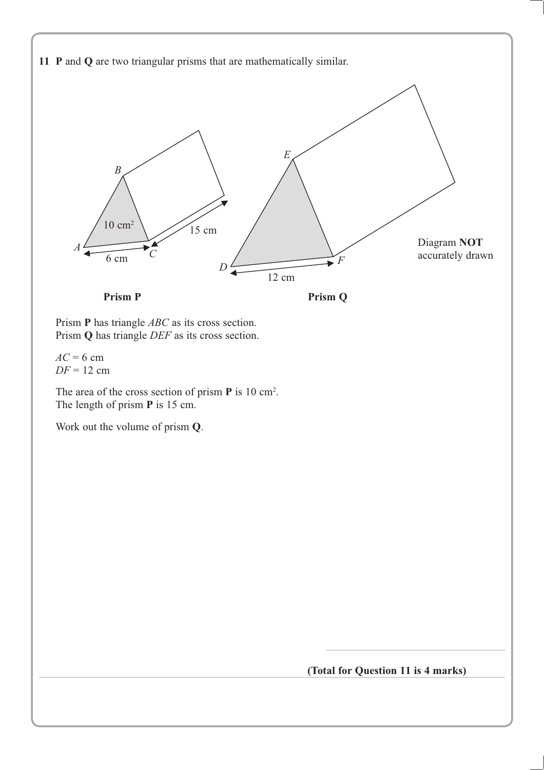**11** **P** and **Q** are two triangular prisms that are mathematically similar.

Diagram **NOT** accurately drawn

**Prism P** **Prism Q**

Prism **P** has triangle *ABC* as its cross section.
Prism **Q** has triangle *DEF* as its cross section.

$AC = 6$ cm
$DF = 12$ cm

The area of the cross section of prism **P** is 10 cm$^2$.
The length of prism **P** is 15 cm.

Work out the volume of prism **Q**.

..............................................

**(Total for Question 11 is 4 marks)**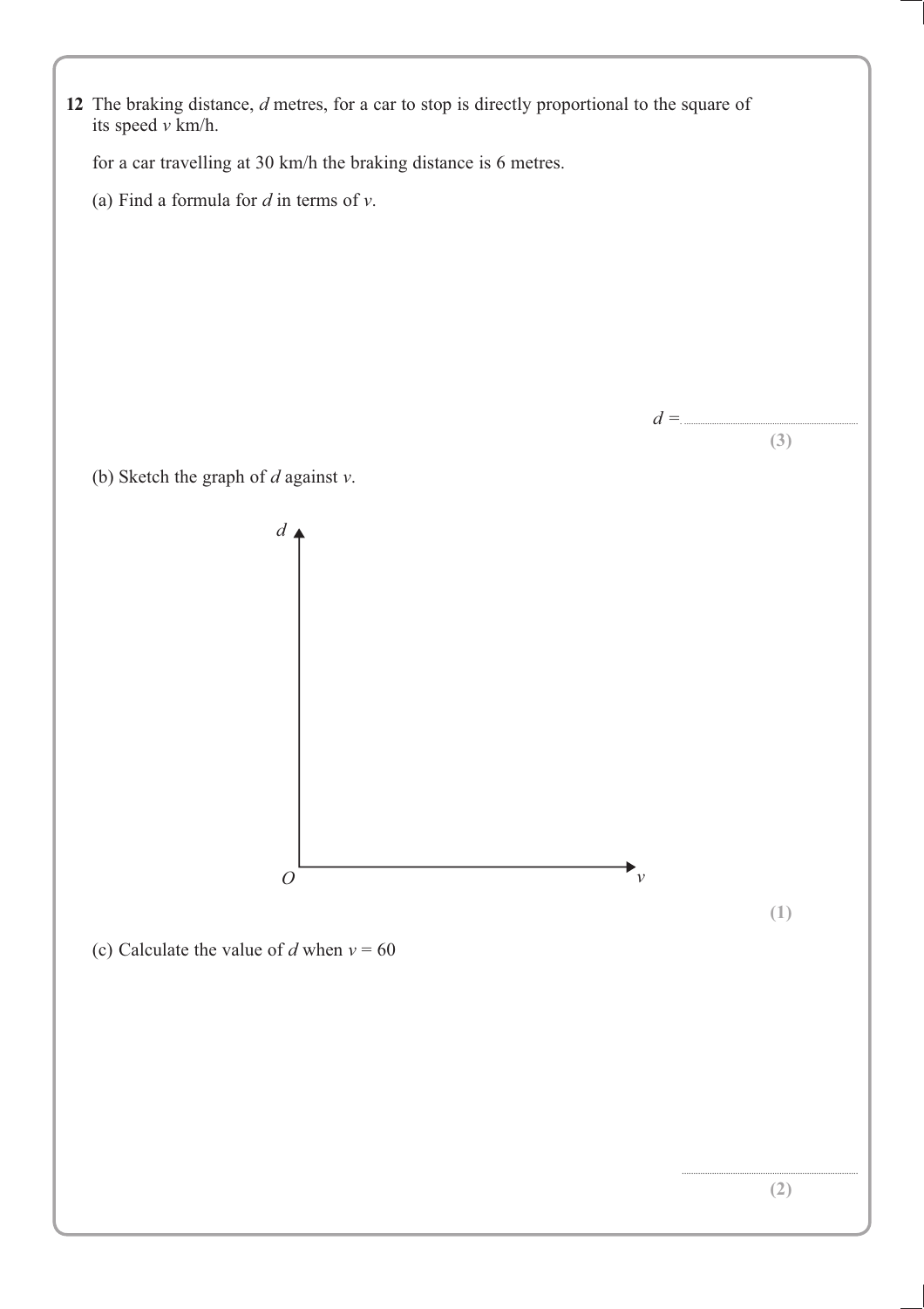**12** The braking distance, $d$ metres, for a car to stop is directly proportional to the square of its speed $v$ km/h.

for a car travelling at 30 km/h the braking distance is 6 metres.

(a) Find a formula for $d$ in terms of $v$.

$d =$ ..............................................

**(3)**

(b) Sketch the graph of $d$ against $v$.

**(1)**

(c) Calculate the value of $d$ when $v = 60$

..............................................

**(2)**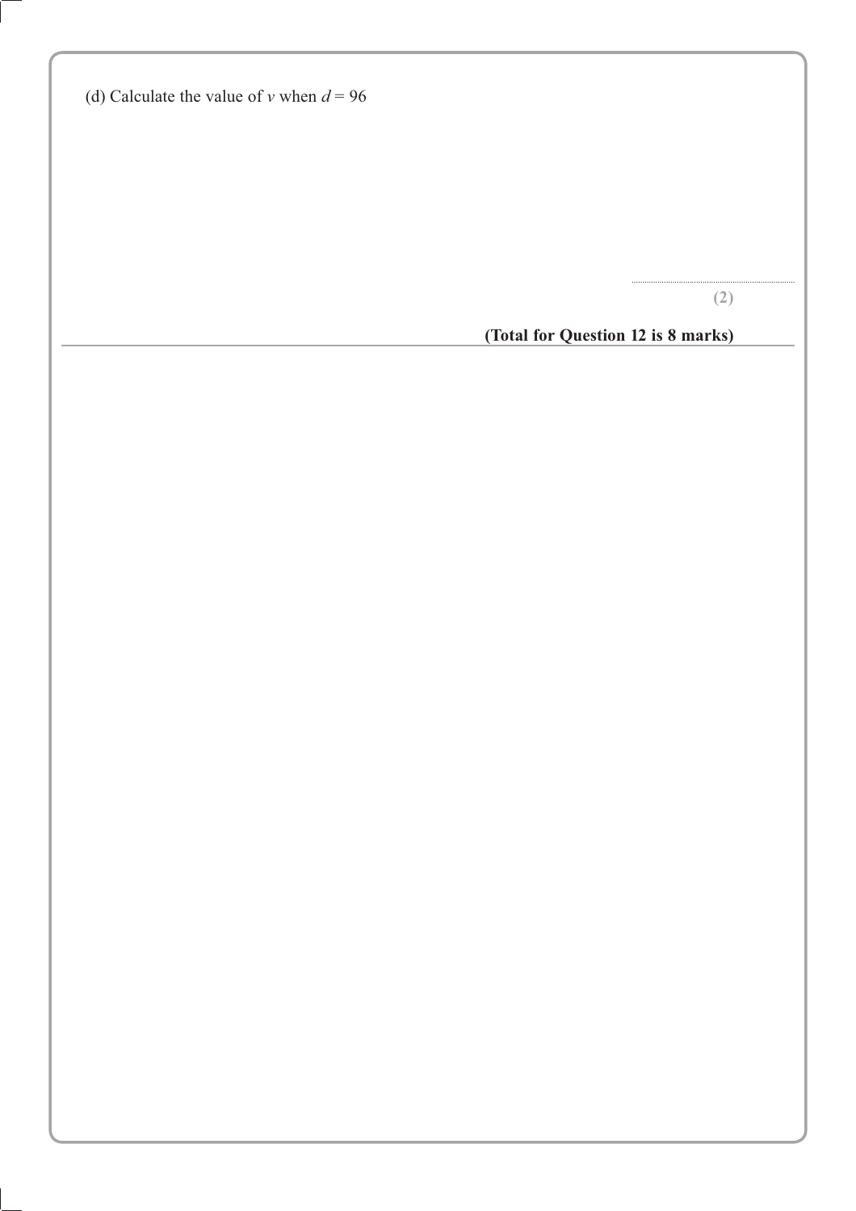(d) Calculate the value of $v$ when $d = 96$

..............................

**(2)**

**(Total for Question 12 is 8 marks)**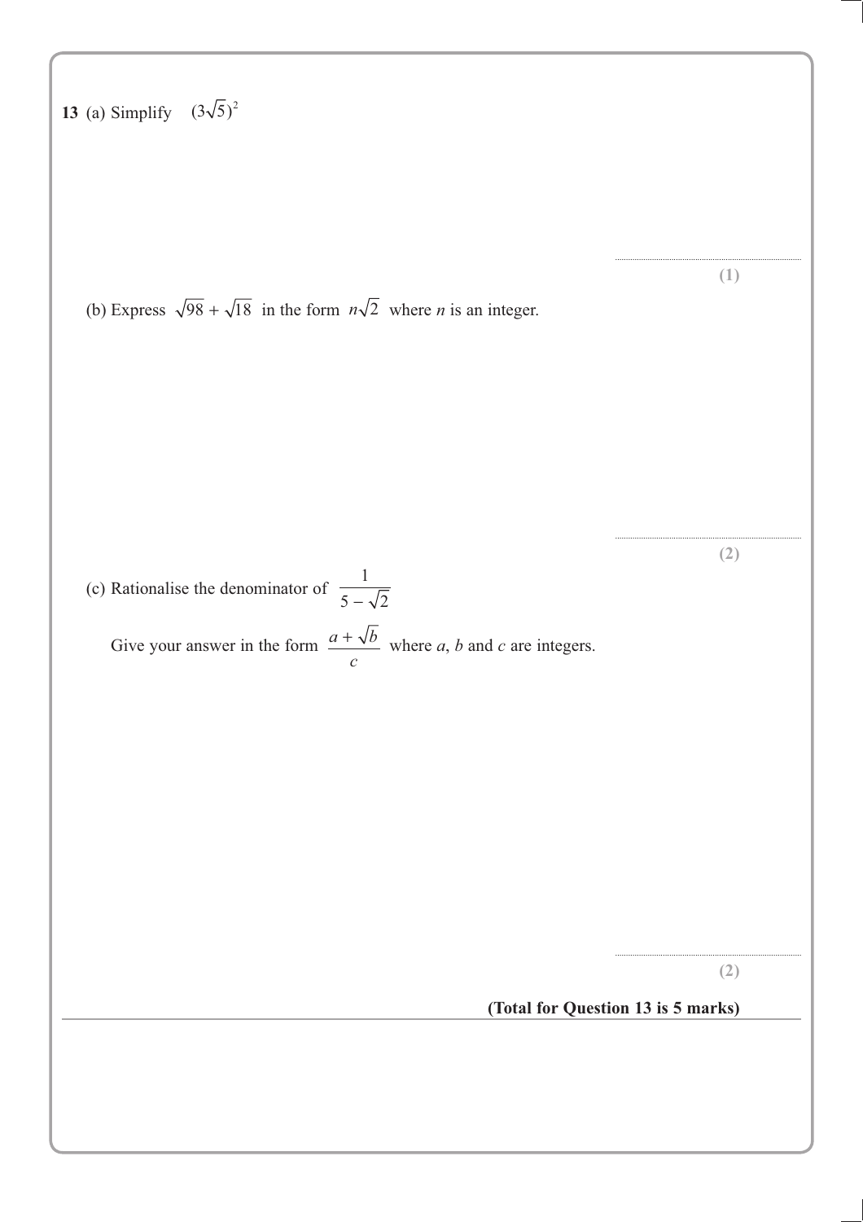**13** (a) Simplify $(3\sqrt{5})^2$

..............................................................

**(1)**

(b) Express $\sqrt{98} + \sqrt{18}$ in the form $n\sqrt{2}$ where $n$ is an integer.

..............................................................

**(2)**

(c) Rationalise the denominator of $\dfrac{1}{5 - \sqrt{2}}$

Give your answer in the form $\dfrac{a + \sqrt{b}}{c}$ where $a$, $b$ and $c$ are integers.

..............................................................

**(2)**

**(Total for Question 13 is 5 marks)**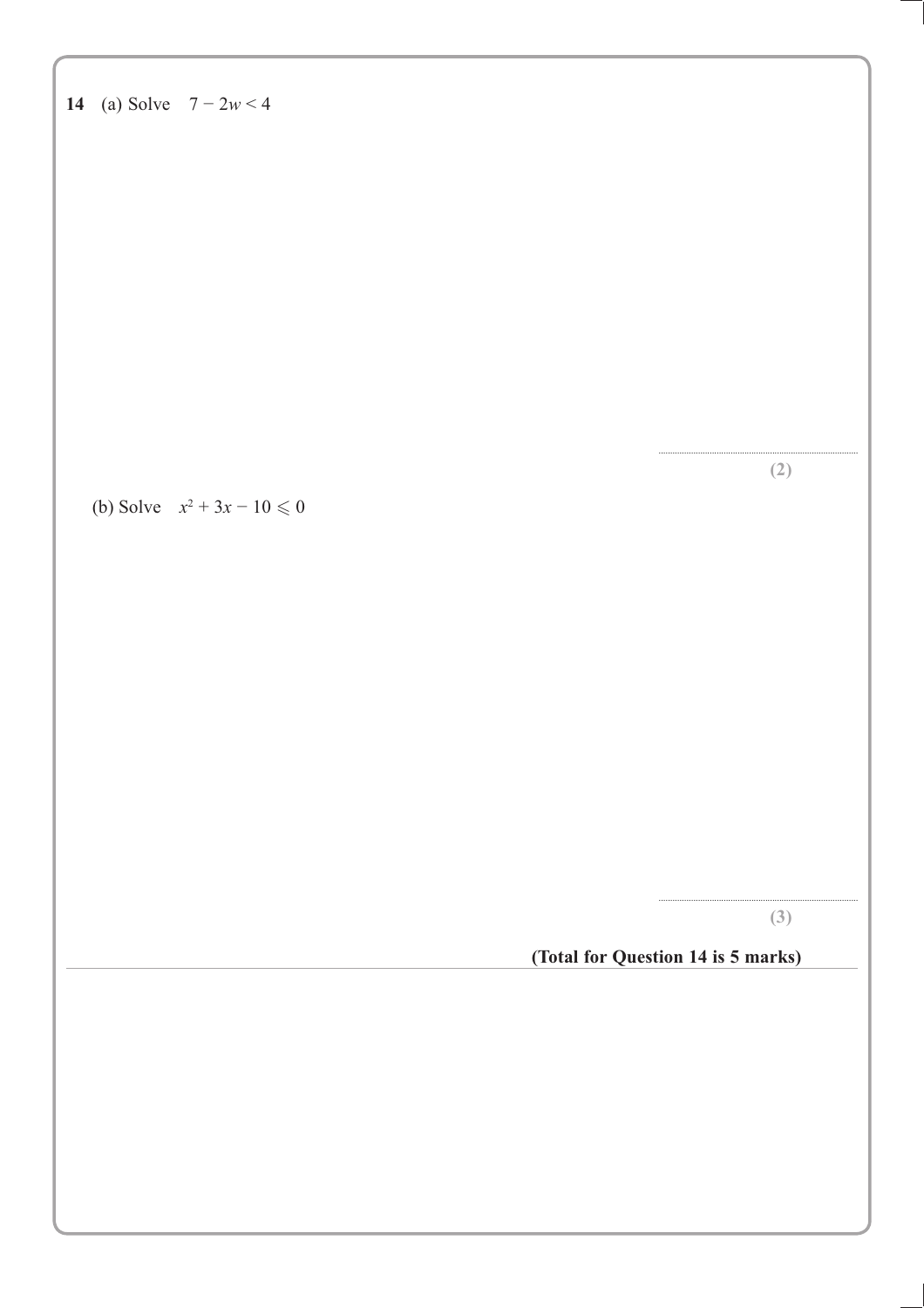**14** (a) Solve $7 - 2w < 4$

..............................

**(2)**

(b) Solve $x^2 + 3x - 10 \leqslant 0$

..............................

**(3)**

**(Total for Question 14 is 5 marks)**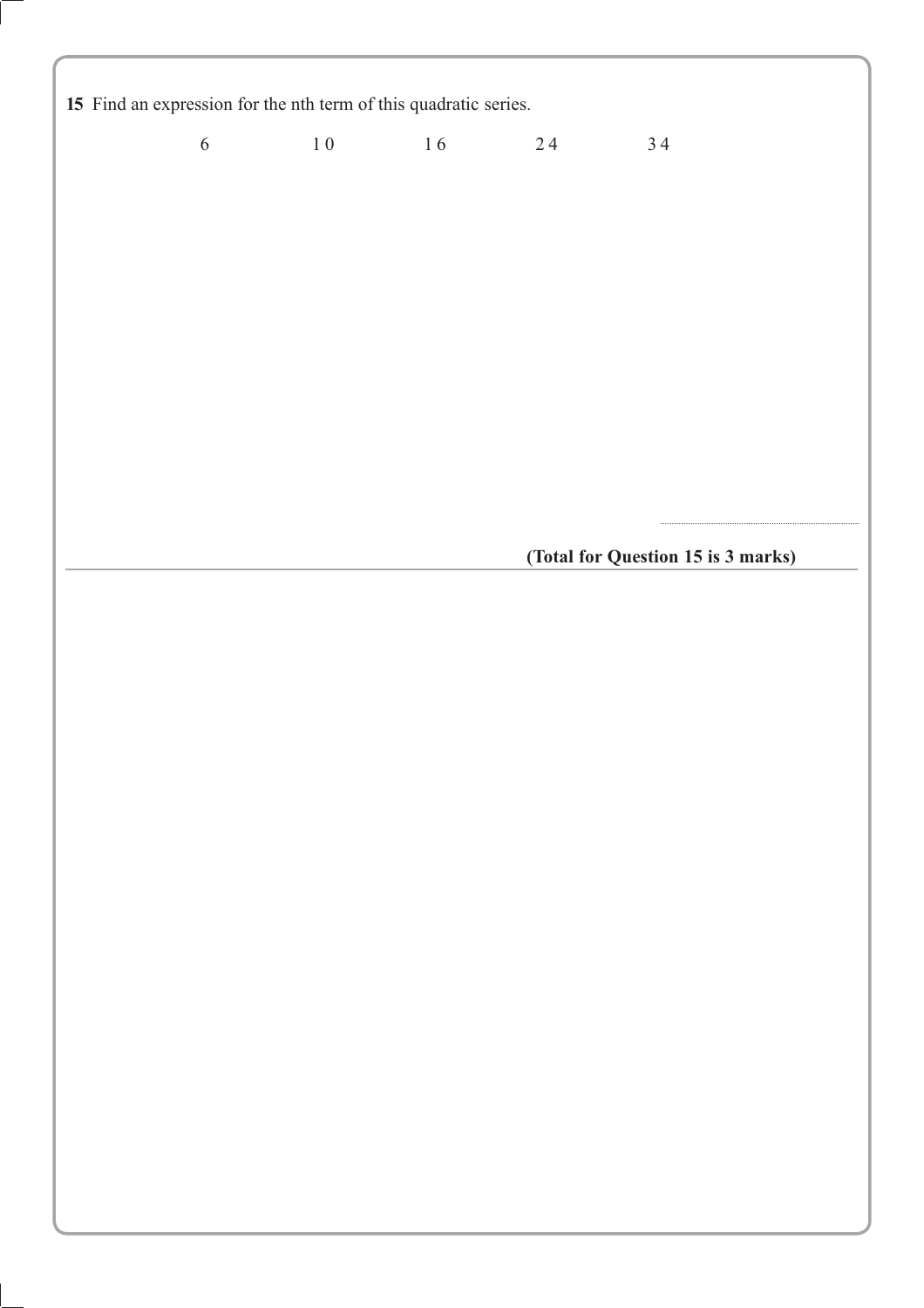**15** Find an expression for the nth term of this quadratic series.

6 10 16 24 34

..........................................

**(Total for Question 15 is 3 marks)**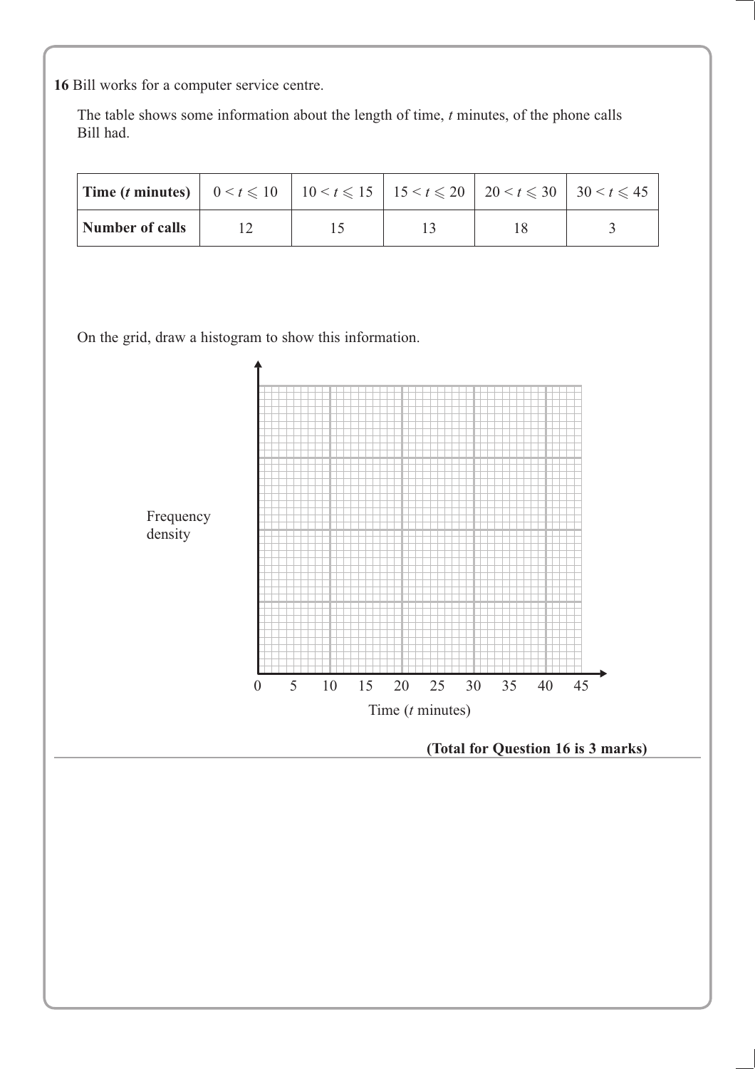**16** Bill works for a computer service centre.

The table shows some information about the length of time, $t$ minutes, of the phone calls Bill had.

| **Time ($t$ minutes)** | $0 < t \leqslant 10$ | $10 < t \leqslant 15$ | $15 < t \leqslant 20$ | $20 < t \leqslant 30$ | $30 < t \leqslant 45$ |
|---|---|---|---|---|---|
| **Number of calls** | 12 | 15 | 13 | 18 | 3 |

On the grid, draw a histogram to show this information.

Frequency density

0 5 10 15 20 25 30 35 40 45

Time ($t$ minutes)

**(Total for Question 16 is 3 marks)**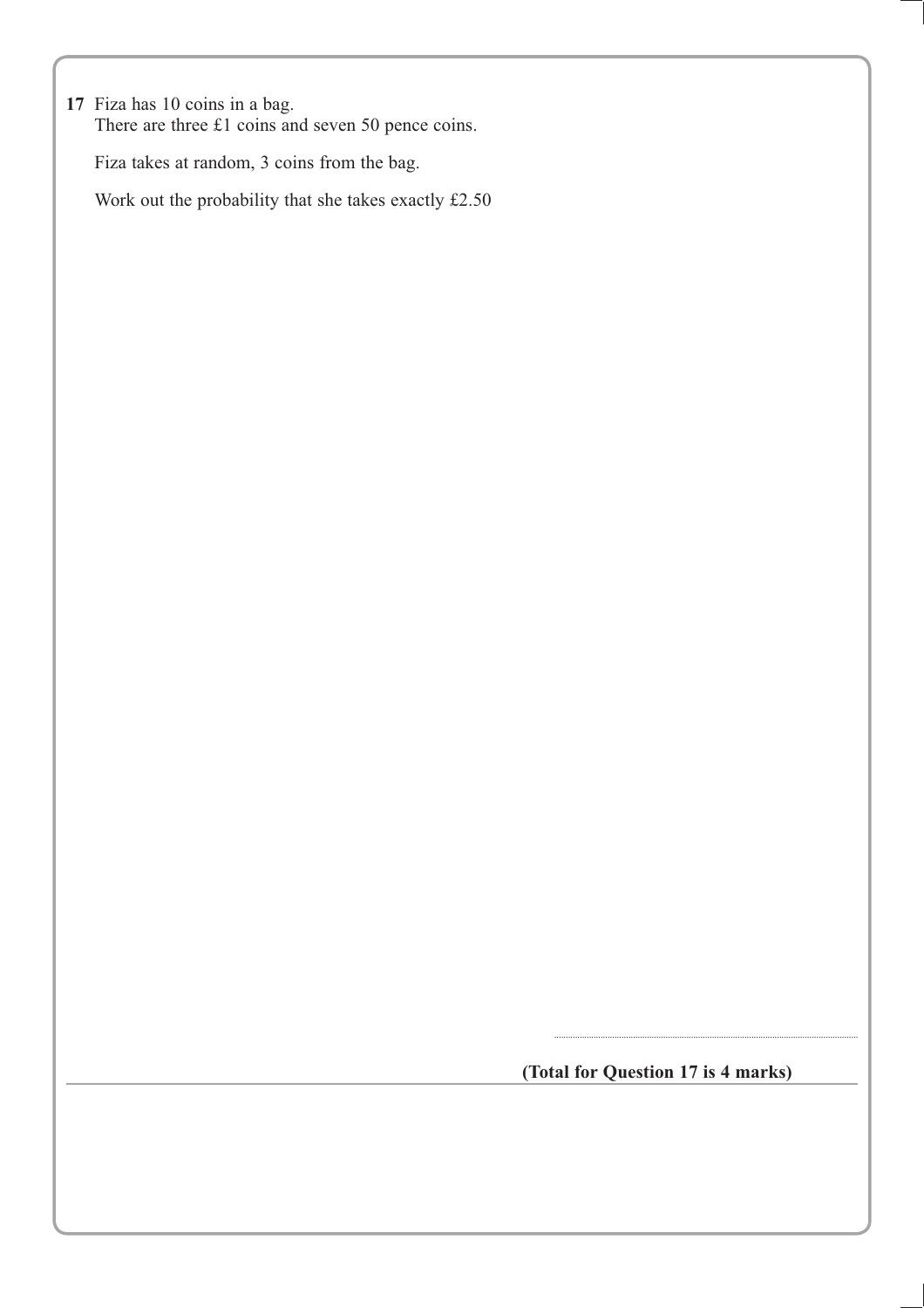**17** Fiza has 10 coins in a bag.
There are three £1 coins and seven 50 pence coins.

Fiza takes at random, 3 coins from the bag.

Work out the probability that she takes exactly £2.50

..............................................................

**(Total for Question 17 is 4 marks)**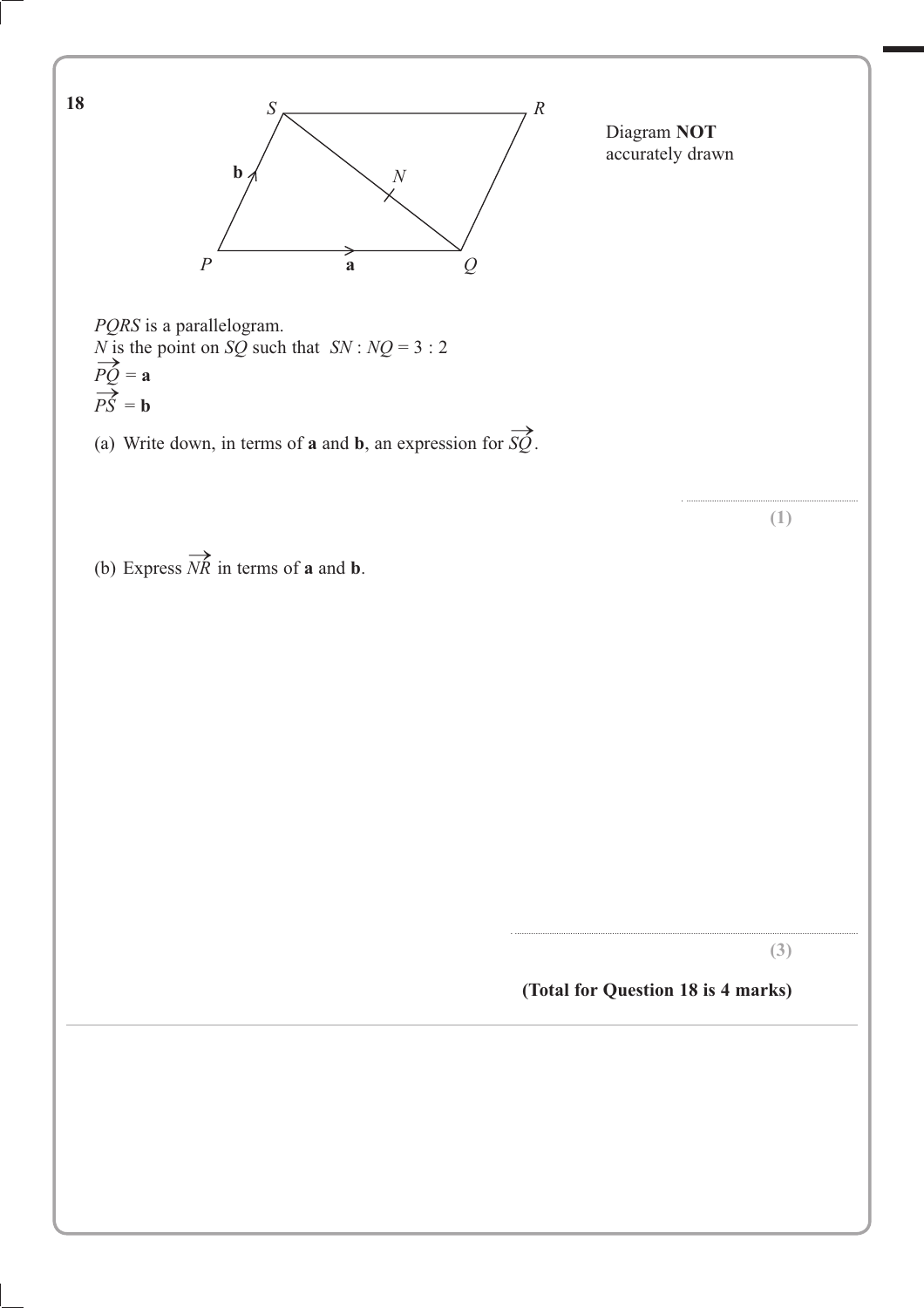**18**

Diagram **NOT** accurately drawn

*PQRS* is a parallelogram.
*N* is the point on *SQ* such that $SN : NQ = 3 : 2$

$\overrightarrow{PQ} = \mathbf{a}$

$\overrightarrow{PS} = \mathbf{b}$

(a) Write down, in terms of **a** and **b**, an expression for $\overrightarrow{SQ}$.

..............................................................

**(1)**

(b) Express $\overrightarrow{NR}$ in terms of **a** and **b**.

..............................................................

**(3)**

**(Total for Question 18 is 4 marks)**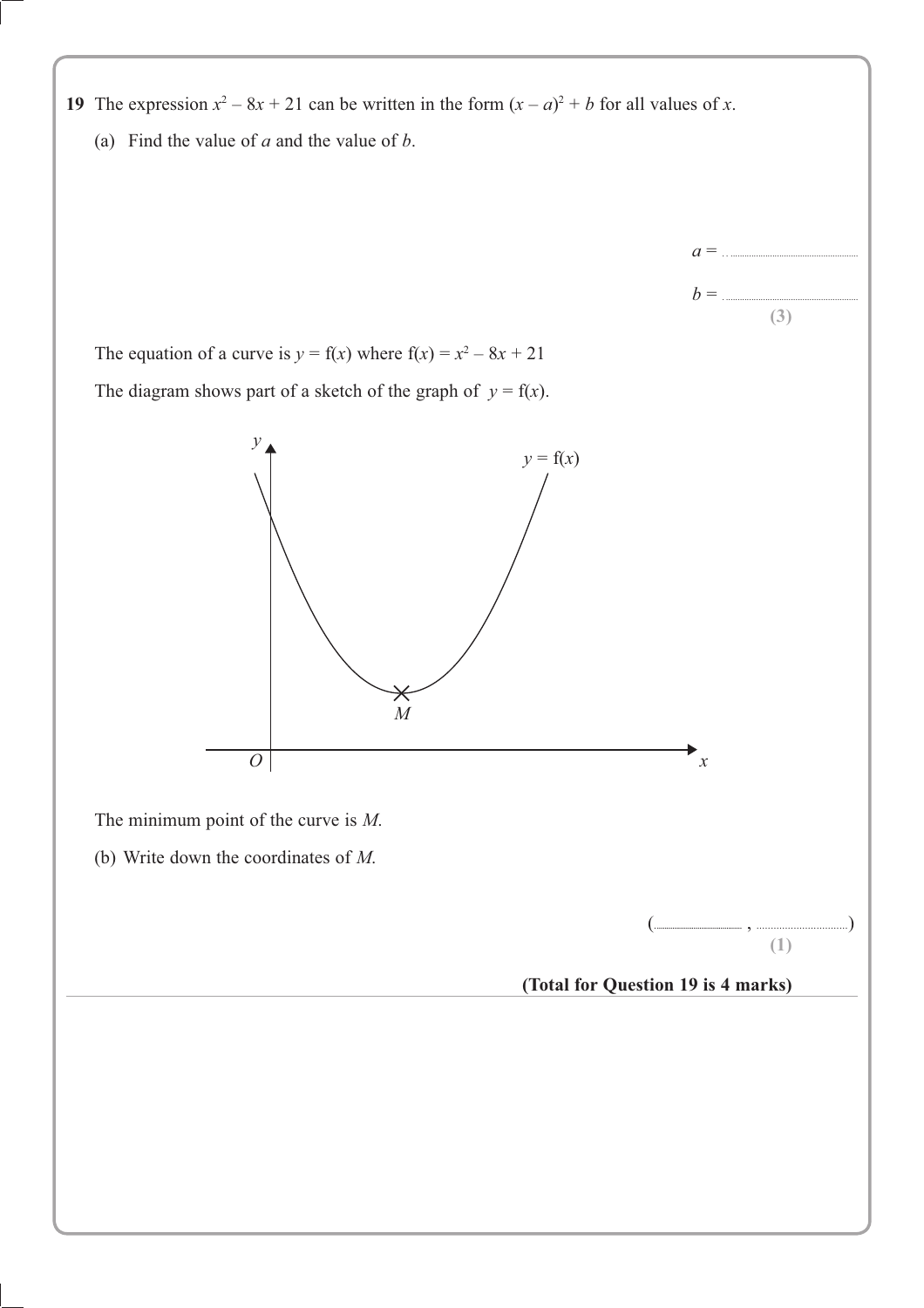**19** The expression $x^2 - 8x + 21$ can be written in the form $(x - a)^2 + b$ for all values of $x$.

(a) Find the value of $a$ and the value of $b$.

$a$ = ..............................

$b$ = ..............................

**(3)**

The equation of a curve is $y = f(x)$ where $f(x) = x^2 - 8x + 21$

The diagram shows part of a sketch of the graph of $y = f(x)$.

y

$y = f(x)$

M

O

x

The minimum point of the curve is $M$.

(b) Write down the coordinates of $M$.

(.................... , ....................)

**(1)**

**(Total for Question 19 is 4 marks)**